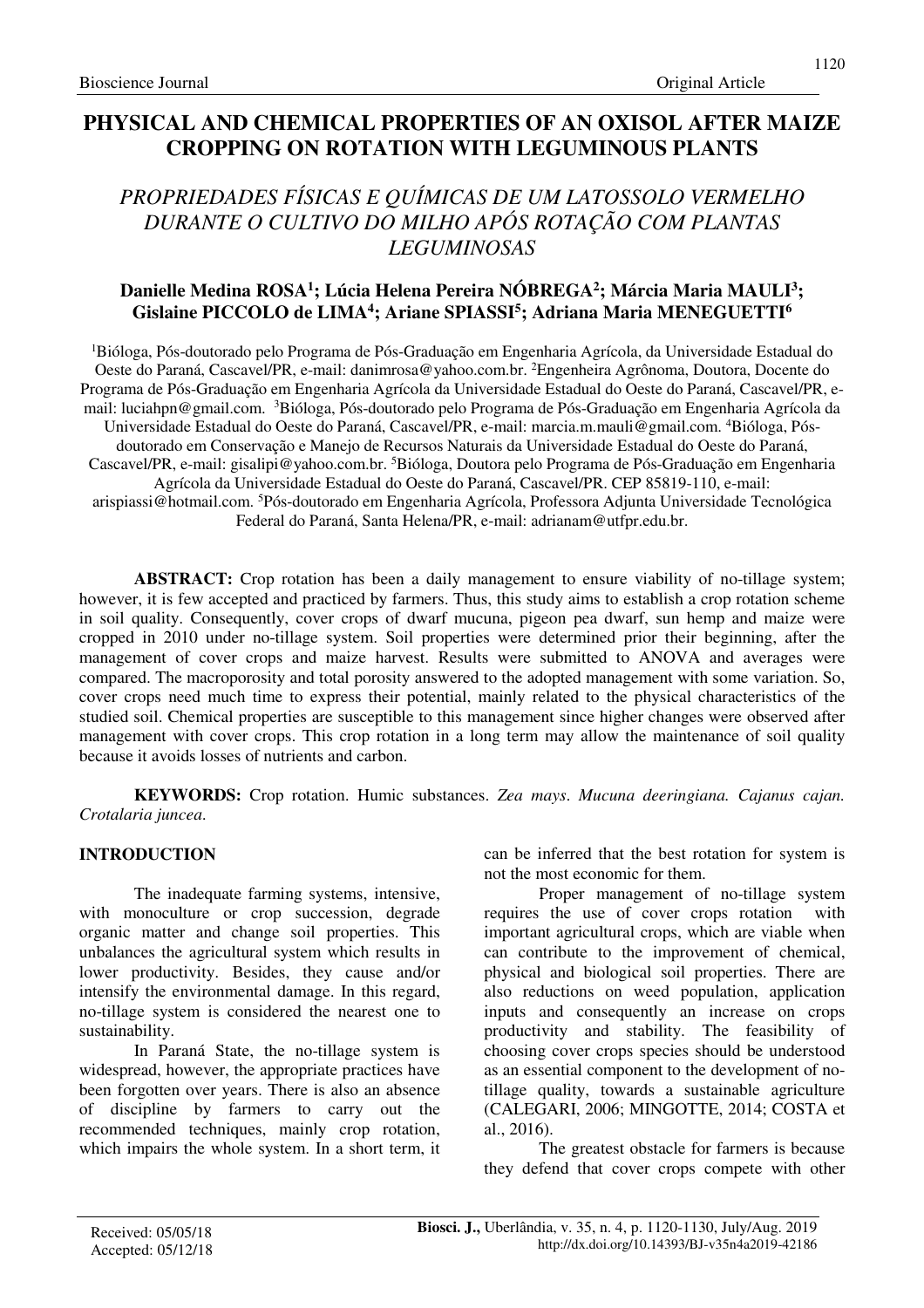# PHYSICAL AND CHEMICAL PROPERTIES OF AN OXISOL AFTER MAIZE CROPPING ON ROTATION WITH LEGUMINOUS PLANTS

## *PROPRIEDADES FÍSICAS E QUÍMICAS DE UM LATOSSOLO VERMELHO DURANTE O CULTIVO DO MILHO APÓS ROTAÇÃO COM PLANTAS LEGUMINOSAS*

**Danielle Medina ROSA[1]; Lúcia Helena Pereira NÓBREGA[2]; Márcia Maria MAULI[3]; Gislaine PICCOLO de LIMA[4]; Ariane SPIASSI[5]; Adriana Maria MENEGUETTI[6]**

[1]Bióloga, Pós-doutorado pelo Programa de Pós-Graduação em Engenharia Agrícola, da Universidade Estadual do Oeste do Paraná, Cascavel/PR, e-mail: danimrosa@yahoo.com.br. [2]Engenheira Agrônoma, Doutora, Docente do Programa de Pós-Graduação em Engenharia Agrícola da Universidade Estadual do Oeste do Paraná, Cascavel/PR, e-mail: luciahpn@gmail.com. [3]Bióloga, Pós-doutorado pelo Programa de Pós-Graduação em Engenharia Agrícola da Universidade Estadual do Oeste do Paraná, Cascavel/PR, e-mail: marcia.m.mauli@gmail.com. [4]Bióloga, Pós-doutorado em Conservação e Manejo de Recursos Naturais da Universidade Estadual do Oeste do Paraná, Cascavel/PR, e-mail: gisalipi@yahoo.com.br. [5]Bióloga, Doutora pelo Programa de Pós-Graduação em Engenharia Agrícola da Universidade Estadual do Oeste do Paraná, Cascavel/PR. CEP 85819-110, e-mail: arispiassi@hotmail.com. [5]Pós-doutorado em Engenharia Agrícola, Professora Adjunta Universidade Tecnológica Federal do Paraná, Santa Helena/PR, e-mail: adrianam@utfpr.edu.br.

**ABSTRACT:** Crop rotation has been a daily management to ensure viability of no-tillage system; however, it is few accepted and practiced by farmers. Thus, this study aims to establish a crop rotation scheme in soil quality. Consequently, cover crops of dwarf mucuna, pigeon pea dwarf, sun hemp and maize were cropped in 2010 under no-tillage system. Soil properties were determined prior their beginning, after the management of cover crops and maize harvest. Results were submitted to ANOVA and averages were compared. The macroporosity and total porosity answered to the adopted management with some variation. So, cover crops need much time to express their potential, mainly related to the physical characteristics of the studied soil. Chemical properties are susceptible to this management since higher changes were observed after management with cover crops. This crop rotation in a long term may allow the maintenance of soil quality because it avoids losses of nutrients and carbon.

**KEYWORDS:** Crop rotation. Humic substances. *Zea mays*. *Mucuna deeringiana*. *Cajanus cajan*. *Crotalaria juncea*.

## INTRODUCTION

The inadequate farming systems, intensive, with monoculture or crop succession, degrade organic matter and change soil properties. This unbalances the agricultural system which results in lower productivity. Besides, they cause and/or intensify the environmental damage. In this regard, no-tillage system is considered the nearest one to sustainability.

In Paraná State, the no-tillage system is widespread, however, the appropriate practices have been forgotten over years. There is also an absence of discipline by farmers to carry out the recommended techniques, mainly crop rotation, which impairs the whole system. In a short term, it can be inferred that the best rotation for system is not the most economic for them.

Proper management of no-tillage system requires the use of cover crops rotation with important agricultural crops, which are viable when can contribute to the improvement of chemical, physical and biological soil properties. There are also reductions on weed population, application inputs and consequently an increase on crops productivity and stability. The feasibility of choosing cover crops species should be understood as an essential component to the development of no-tillage quality, towards a sustainable agriculture (CALEGARI, 2006; MINGOTTE, 2014; COSTA et al., 2016).

The greatest obstacle for farmers is because they defend that cover crops compete with other

Received: 05/05/18
Accepted: 05/12/18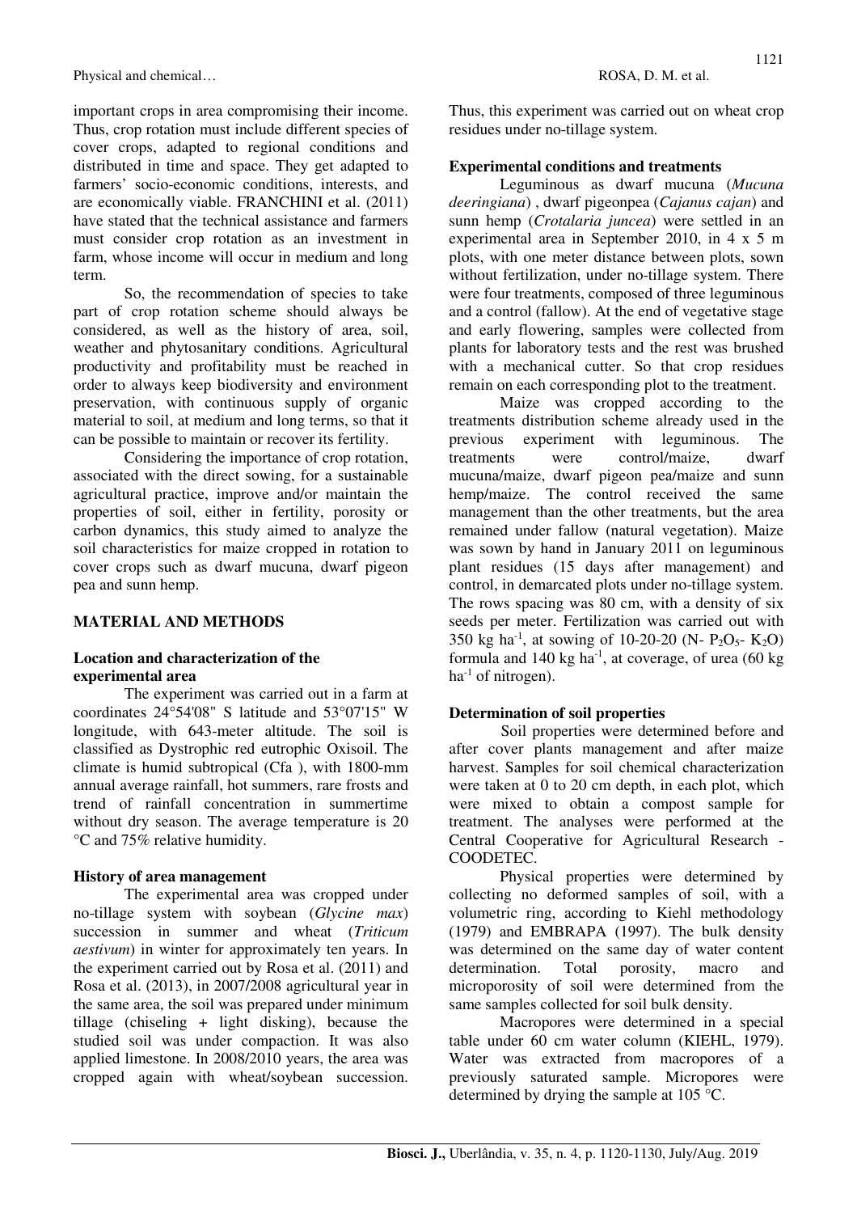important crops in area compromising their income. Thus, crop rotation must include different species of cover crops, adapted to regional conditions and distributed in time and space. They get adapted to farmers' socio-economic conditions, interests, and are economically viable. FRANCHINI et al. (2011) have stated that the technical assistance and farmers must consider crop rotation as an investment in farm, whose income will occur in medium and long term.

So, the recommendation of species to take part of crop rotation scheme should always be considered, as well as the history of area, soil, weather and phytosanitary conditions. Agricultural productivity and profitability must be reached in order to always keep biodiversity and environment preservation, with continuous supply of organic material to soil, at medium and long terms, so that it can be possible to maintain or recover its fertility.

Considering the importance of crop rotation, associated with the direct sowing, for a sustainable agricultural practice, improve and/or maintain the properties of soil, either in fertility, porosity or carbon dynamics, this study aimed to analyze the soil characteristics for maize cropped in rotation to cover crops such as dwarf mucuna, dwarf pigeon pea and sunn hemp.

## MATERIAL AND METHODS

### Location and characterization of the experimental area

The experiment was carried out in a farm at coordinates 24°54'08" S latitude and 53°07'15" W longitude, with 643-meter altitude. The soil is classified as Dystrophic red eutrophic Oxisoil. The climate is humid subtropical (Cfa ), with 1800-mm annual average rainfall, hot summers, rare frosts and trend of rainfall concentration in summertime without dry season. The average temperature is 20 °C and 75% relative humidity.

### History of area management

The experimental area was cropped under no-tillage system with soybean (*Glycine max*) succession in summer and wheat (*Triticum aestivum*) in winter for approximately ten years. In the experiment carried out by Rosa et al. (2011) and Rosa et al. (2013), in 2007/2008 agricultural year in the same area, the soil was prepared under minimum tillage (chiseling + light disking), because the studied soil was under compaction. It was also applied limestone. In 2008/2010 years, the area was cropped again with wheat/soybean succession. Thus, this experiment was carried out on wheat crop residues under no-tillage system.

### Experimental conditions and treatments

Leguminous as dwarf mucuna (*Mucuna deeringiana*) , dwarf pigeonpea (*Cajanus cajan*) and sunn hemp (*Crotalaria juncea*) were settled in an experimental area in September 2010, in 4 x 5 m plots, with one meter distance between plots, sown without fertilization, under no-tillage system. There were four treatments, composed of three leguminous and a control (fallow). At the end of vegetative stage and early flowering, samples were collected from plants for laboratory tests and the rest was brushed with a mechanical cutter. So that crop residues remain on each corresponding plot to the treatment.

Maize was cropped according to the treatments distribution scheme already used in the previous experiment with leguminous. The treatments were control/maize, dwarf mucuna/maize, dwarf pigeon pea/maize and sunn hemp/maize. The control received the same management than the other treatments, but the area remained under fallow (natural vegetation). Maize was sown by hand in January 2011 on leguminous plant residues (15 days after management) and control, in demarcated plots under no-tillage system. The rows spacing was 80 cm, with a density of six seeds per meter. Fertilization was carried out with 350 kg $ha^{-1}$, at sowing of 10-20-20 (N- $P_2O_5$- $K_2O$) formula and 140 kg $ha^{-1}$, at coverage, of urea (60 kg $ha^{-1}$ of nitrogen).

### Determination of soil properties

Soil properties were determined before and after cover plants management and after maize harvest. Samples for soil chemical characterization were taken at 0 to 20 cm depth, in each plot, which were mixed to obtain a compost sample for treatment. The analyses were performed at the Central Cooperative for Agricultural Research - COODETEC.

Physical properties were determined by collecting no deformed samples of soil, with a volumetric ring, according to Kiehl methodology (1979) and EMBRAPA (1997). The bulk density was determined on the same day of water content determination. Total porosity, macro and microporosity of soil were determined from the same samples collected for soil bulk density.

Macropores were determined in a special table under 60 cm water column (KIEHL, 1979). Water was extracted from macropores of a previously saturated sample. Micropores were determined by drying the sample at 105 °C.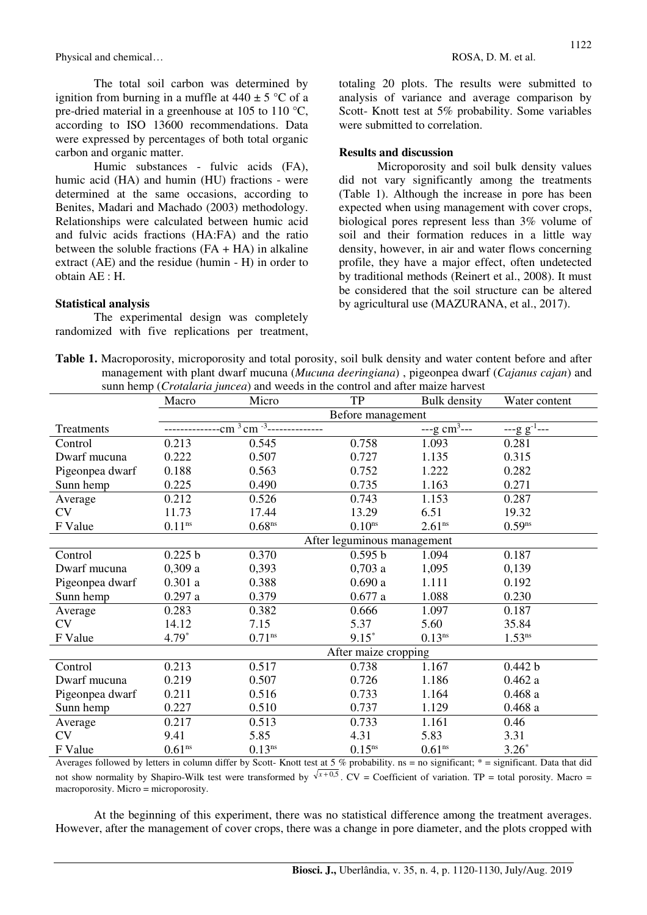The total soil carbon was determined by ignition from burning in a muffle at 440 ± 5 °C of a pre-dried material in a greenhouse at 105 to 110 °C, according to ISO 13600 recommendations. Data were expressed by percentages of both total organic carbon and organic matter.

Humic substances - fulvic acids (FA), humic acid (HA) and humin (HU) fractions - were determined at the same occasions, according to Benites, Madari and Machado (2003) methodology. Relationships were calculated between humic acid and fulvic acids fractions (HA:FA) and the ratio between the soluble fractions (FA + HA) in alkaline extract (AE) and the residue (humin - H) in order to obtain AE : H.

### Statistical analysis

The experimental design was completely randomized with five replications per treatment, totaling 20 plots. The results were submitted to analysis of variance and average comparison by Scott- Knott test at 5% probability. Some variables were submitted to correlation.

### Results and discussion

Microporosity and soil bulk density values did not vary significantly among the treatments (Table 1). Although the increase in pore has been expected when using management with cover crops, biological pores represent less than 3% volume of soil and their formation reduces in a little way density, however, in air and water flows concerning profile, they have a major effect, often undetected by traditional methods (Reinert et al., 2008). It must be considered that the soil structure can be altered by agricultural use (MAZURANA, et al., 2017).

**Table 1.** Macroporosity, microporosity and total porosity, soil bulk density and water content before and after management with plant dwarf mucuna (*Mucuna deeringiana*) , pigeonpea dwarf (*Cajanus cajan*) and sunn hemp (*Crotalaria juncea*) and weeds in the control and after maize harvest

| | Macro | Micro | TP | Bulk density | Water content |
|---|---|---|---|---|---|
| | Before management | | | | |
| Treatments | --------------$cm^3 cm^{-3}$-------------- | | | ---$g\ cm^3$--- | ---$g\ g^{-1}$--- |
| Control | 0.213 | 0.545 | 0.758 | 1.093 | 0.281 |
| Dwarf mucuna | 0.222 | 0.507 | 0.727 | 1.135 | 0.315 |
| Pigeonpea dwarf | 0.188 | 0.563 | 0.752 | 1.222 | 0.282 |
| Sunn hemp | 0.225 | 0.490 | 0.735 | 1.163 | 0.271 |
| Average | 0.212 | 0.526 | 0.743 | 1.153 | 0.287 |
| CV | 11.73 | 17.44 | 13.29 | 6.51 | 19.32 |
| F Value | $0.11^{ns}$ | $0.68^{ns}$ | $0.10^{ns}$ | $2.61^{ns}$ | $0.59^{ns}$ |
| | After leguminous management | | | | |
| Control | 0.225 b | 0.370 | 0.595 b | 1.094 | 0.187 |
| Dwarf mucuna | 0,309 a | 0,393 | 0,703 a | 1,095 | 0,139 |
| Pigeonpea dwarf | 0.301 a | 0.388 | 0.690 a | 1.111 | 0.192 |
| Sunn hemp | 0.297 a | 0.379 | 0.677 a | 1.088 | 0.230 |
| Average | 0.283 | 0.382 | 0.666 | 1.097 | 0.187 |
| CV | 14.12 | 7.15 | 5.37 | 5.60 | 35.84 |
| F Value | $4.79^{*}$ | $0.71^{ns}$ | $9.15^{*}$ | $0.13^{ns}$ | $1.53^{ns}$ |
| | After maize cropping | | | | |
| Control | 0.213 | 0.517 | 0.738 | 1.167 | 0.442 b |
| Dwarf mucuna | 0.219 | 0.507 | 0.726 | 1.186 | 0.462 a |
| Pigeonpea dwarf | 0.211 | 0.516 | 0.733 | 1.164 | 0.468 a |
| Sunn hemp | 0.227 | 0.510 | 0.737 | 1.129 | 0.468 a |
| Average | 0.217 | 0.513 | 0.733 | 1.161 | 0.46 |
| CV | 9.41 | 5.85 | 4.31 | 5.83 | 3.31 |
| F Value | $0.61^{ns}$ | $0.13^{ns}$ | $0.15^{ns}$ | $0.61^{ns}$ | $3.26^{*}$ |

Averages followed by letters in column differ by Scott- Knott test at 5 % probability. ns = no significant; * = significant. Data that did not show normality by Shapiro-Wilk test were transformed by $\sqrt{x+0.5}$. CV = Coefficient of variation. TP = total porosity. Macro = macroporosity. Micro = microporosity.

At the beginning of this experiment, there was no statistical difference among the treatment averages. However, after the management of cover crops, there was a change in pore diameter, and the plots cropped with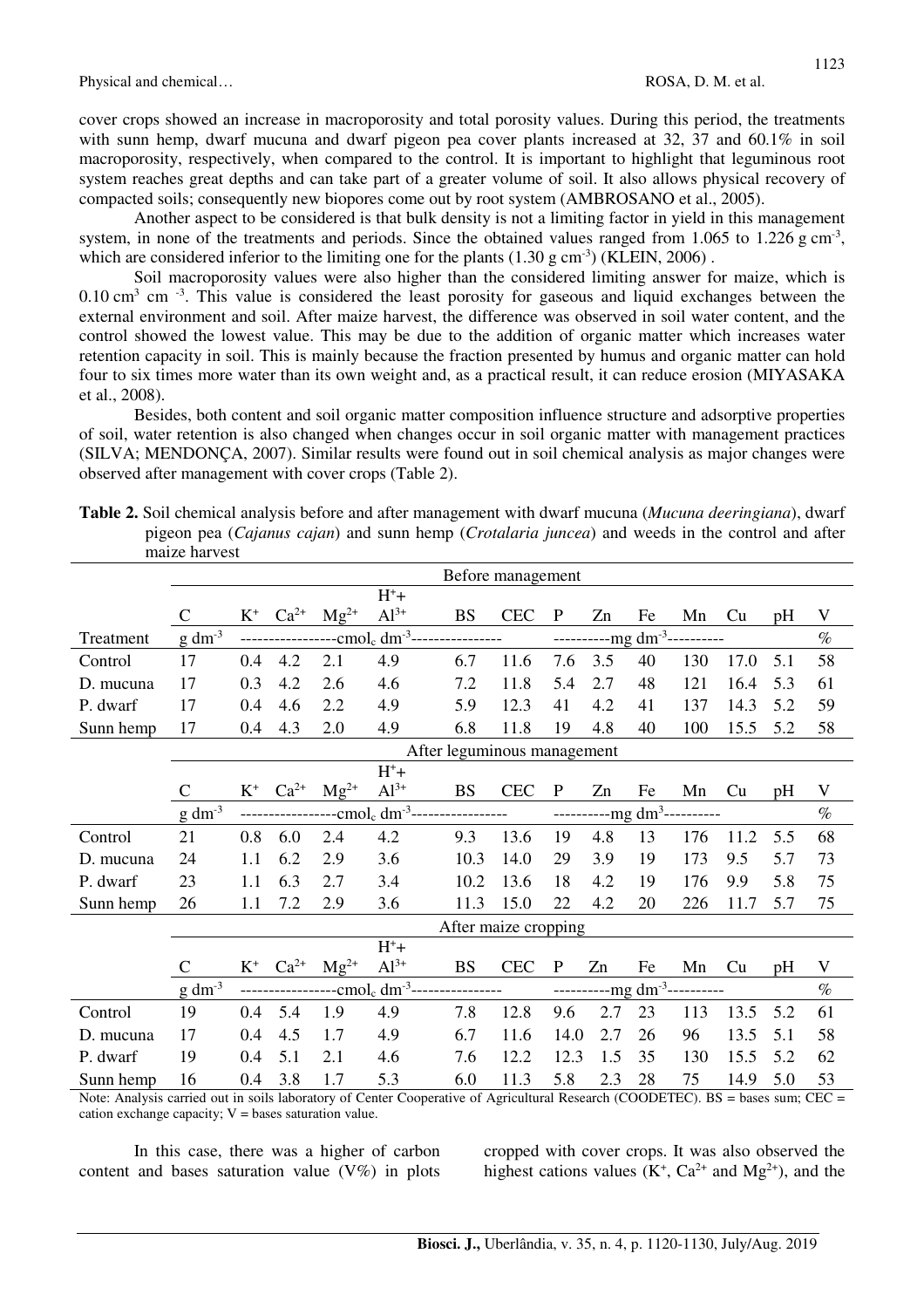cover crops showed an increase in macroporosity and total porosity values. During this period, the treatments with sunn hemp, dwarf mucuna and dwarf pigeon pea cover plants increased at 32, 37 and 60.1% in soil macroporosity, respectively, when compared to the control. It is important to highlight that leguminous root system reaches great depths and can take part of a greater volume of soil. It also allows physical recovery of compacted soils; consequently new biopores come out by root system (AMBROSANO et al., 2005).

Another aspect to be considered is that bulk density is not a limiting factor in yield in this management system, in none of the treatments and periods. Since the obtained values ranged from 1.065 to 1.226 g $cm^{-3}$, which are considered inferior to the limiting one for the plants (1.30 g $cm^{-3}$) (KLEIN, 2006) .

Soil macroporosity values were also higher than the considered limiting answer for maize, which is 0.10 $cm^3$ $cm^{-3}$. This value is considered the least porosity for gaseous and liquid exchanges between the external environment and soil. After maize harvest, the difference was observed in soil water content, and the control showed the lowest value. This may be due to the addition of organic matter which increases water retention capacity in soil. This is mainly because the fraction presented by humus and organic matter can hold four to six times more water than its own weight and, as a practical result, it can reduce erosion (MIYASAKA et al., 2008).

Besides, both content and soil organic matter composition influence structure and adsorptive properties of soil, water retention is also changed when changes occur in soil organic matter with management practices (SILVA; MENDONÇA, 2007). Similar results were found out in soil chemical analysis as major changes were observed after management with cover crops (Table 2).

**Table 2.** Soil chemical analysis before and after management with dwarf mucuna (*Mucuna deeringiana*), dwarf pigeon pea (*Cajanus cajan*) and sunn hemp (*Crotalaria juncea*) and weeds in the control and after maize harvest

| | Before management | | | | | | | | | | | | | |
|---|---|---|---|---|---|---|---|---|---|---|---|---|---|---|
| | C | $K^+$ | $Ca^{2+}$ | $Mg^{2+}$ | $H^+ + Al^{3+}$ | BS | CEC | P | Zn | Fe | Mn | Cu | pH | V |
| Treatment | g $dm^{-3}$ | cmol$_c$ $dm^{-3}$ | | | | | | mg $dm^{-3}$ | | | | | | % |
| Control | 17 | 0.4 | 4.2 | 2.1 | 4.9 | 6.7 | 11.6 | 7.6 | 3.5 | 40 | 130 | 17.0 | 5.1 | 58 |
| D. mucuna | 17 | 0.3 | 4.2 | 2.6 | 4.6 | 7.2 | 11.8 | 5.4 | 2.7 | 48 | 121 | 16.4 | 5.3 | 61 |
| P. dwarf | 17 | 0.4 | 4.6 | 2.2 | 4.9 | 5.9 | 12.3 | 41 | 4.2 | 41 | 137 | 14.3 | 5.2 | 59 |
| Sunn hemp | 17 | 0.4 | 4.3 | 2.0 | 4.9 | 6.8 | 11.8 | 19 | 4.8 | 40 | 100 | 15.5 | 5.2 | 58 |
| | After leguminous management | | | | | | | | | | | | | |
| | C | $K^+$ | $Ca^{2+}$ | $Mg^{2+}$ | $H^+ + Al^{3+}$ | BS | CEC | P | Zn | Fe | Mn | Cu | pH | V |
| | g $dm^{-3}$ | cmol$_c$ $dm^{-3}$ | | | | | | mg $dm^3$ | | | | | | % |
| Control | 21 | 0.8 | 6.0 | 2.4 | 4.2 | 9.3 | 13.6 | 19 | 4.8 | 13 | 176 | 11.2 | 5.5 | 68 |
| D. mucuna | 24 | 1.1 | 6.2 | 2.9 | 3.6 | 10.3 | 14.0 | 29 | 3.9 | 19 | 173 | 9.5 | 5.7 | 73 |
| P. dwarf | 23 | 1.1 | 6.3 | 2.7 | 3.4 | 10.2 | 13.6 | 18 | 4.2 | 19 | 176 | 9.9 | 5.8 | 75 |
| Sunn hemp | 26 | 1.1 | 7.2 | 2.9 | 3.6 | 11.3 | 15.0 | 22 | 4.2 | 20 | 226 | 11.7 | 5.7 | 75 |
| | After maize cropping | | | | | | | | | | | | | |
| | C | $K^+$ | $Ca^{2+}$ | $Mg^{2+}$ | $H^+ + Al^{3+}$ | BS | CEC | P | Zn | Fe | Mn | Cu | pH | V |
| | g $dm^{-3}$ | cmol$_c$ $dm^{-3}$ | | | | | | mg $dm^{-3}$ | | | | | | % |
| Control | 19 | 0.4 | 5.4 | 1.9 | 4.9 | 7.8 | 12.8 | 9.6 | 2.7 | 23 | 113 | 13.5 | 5.2 | 61 |
| D. mucuna | 17 | 0.4 | 4.5 | 1.7 | 4.9 | 6.7 | 11.6 | 14.0 | 2.7 | 26 | 96 | 13.5 | 5.1 | 58 |
| P. dwarf | 19 | 0.4 | 5.1 | 2.1 | 4.6 | 7.6 | 12.2 | 12.3 | 1.5 | 35 | 130 | 15.5 | 5.2 | 62 |
| Sunn hemp | 16 | 0.4 | 3.8 | 1.7 | 5.3 | 6.0 | 11.3 | 5.8 | 2.3 | 28 | 75 | 14.9 | 5.0 | 53 |

Note: Analysis carried out in soils laboratory of Center Cooperative of Agricultural Research (COODETEC). BS = bases sum; CEC = cation exchange capacity; V = bases saturation value.

In this case, there was a higher of carbon content and bases saturation value (V%) in plots cropped with cover crops. It was also observed the highest cations values ($K^+$, $Ca^{2+}$ and $Mg^{2+}$), and the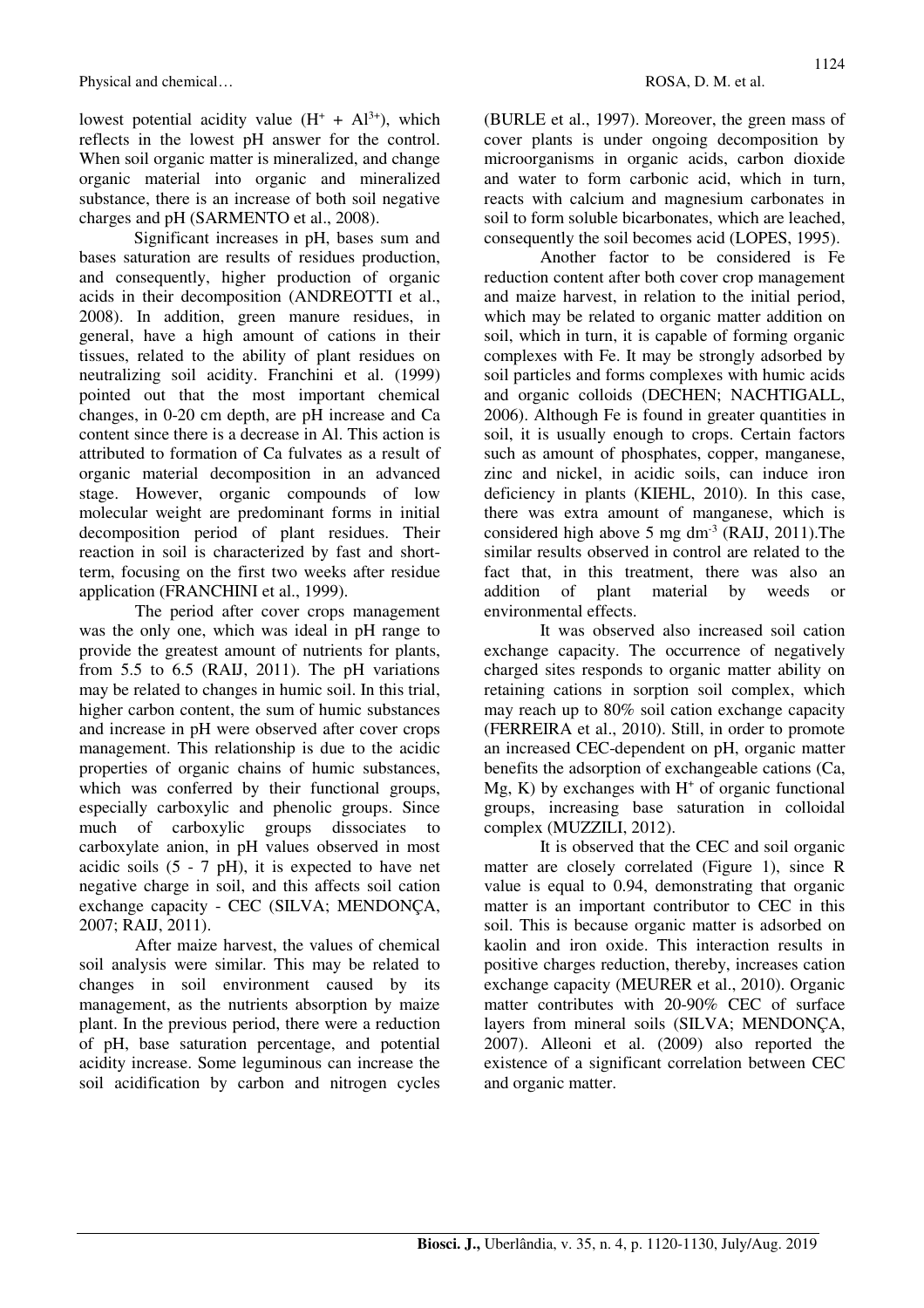lowest potential acidity value ($H^+ + Al^{3+}$), which reflects in the lowest pH answer for the control. When soil organic matter is mineralized, and change organic material into organic and mineralized substance, there is an increase of both soil negative charges and pH (SARMENTO et al., 2008).

Significant increases in pH, bases sum and bases saturation are results of residues production, and consequently, higher production of organic acids in their decomposition (ANDREOTTI et al., 2008). In addition, green manure residues, in general, have a high amount of cations in their tissues, related to the ability of plant residues on neutralizing soil acidity. Franchini et al. (1999) pointed out that the most important chemical changes, in 0-20 cm depth, are pH increase and Ca content since there is a decrease in Al. This action is attributed to formation of Ca fulvates as a result of organic material decomposition in an advanced stage. However, organic compounds of low molecular weight are predominant forms in initial decomposition period of plant residues. Their reaction in soil is characterized by fast and short-term, focusing on the first two weeks after residue application (FRANCHINI et al., 1999).

The period after cover crops management was the only one, which was ideal in pH range to provide the greatest amount of nutrients for plants, from 5.5 to 6.5 (RAIJ, 2011). The pH variations may be related to changes in humic soil. In this trial, higher carbon content, the sum of humic substances and increase in pH were observed after cover crops management. This relationship is due to the acidic properties of organic chains of humic substances, which was conferred by their functional groups, especially carboxylic and phenolic groups. Since much of carboxylic groups dissociates to carboxylate anion, in pH values observed in most acidic soils (5 - 7 pH), it is expected to have net negative charge in soil, and this affects soil cation exchange capacity - CEC (SILVA; MENDONÇA, 2007; RAIJ, 2011).

After maize harvest, the values of chemical soil analysis were similar. This may be related to changes in soil environment caused by its management, as the nutrients absorption by maize plant. In the previous period, there were a reduction of pH, base saturation percentage, and potential acidity increase. Some leguminous can increase the soil acidification by carbon and nitrogen cycles (BURLE et al., 1997). Moreover, the green mass of cover plants is under ongoing decomposition by microorganisms in organic acids, carbon dioxide and water to form carbonic acid, which in turn, reacts with calcium and magnesium carbonates in soil to form soluble bicarbonates, which are leached, consequently the soil becomes acid (LOPES, 1995).

Another factor to be considered is Fe reduction content after both cover crop management and maize harvest, in relation to the initial period, which may be related to organic matter addition on soil, which in turn, it is capable of forming organic complexes with Fe. It may be strongly adsorbed by soil particles and forms complexes with humic acids and organic colloids (DECHEN; NACHTIGALL, 2006). Although Fe is found in greater quantities in soil, it is usually enough to crops. Certain factors such as amount of phosphates, copper, manganese, zinc and nickel, in acidic soils, can induce iron deficiency in plants (KIEHL, 2010). In this case, there was extra amount of manganese, which is considered high above 5 mg $dm^{-3}$ (RAIJ, 2011).The similar results observed in control are related to the fact that, in this treatment, there was also an addition of plant material by weeds or environmental effects.

It was observed also increased soil cation exchange capacity. The occurrence of negatively charged sites responds to organic matter ability on retaining cations in sorption soil complex, which may reach up to 80% soil cation exchange capacity (FERREIRA et al., 2010). Still, in order to promote an increased CEC-dependent on pH, organic matter benefits the adsorption of exchangeable cations (Ca, Mg, K) by exchanges with $H^+$ of organic functional groups, increasing base saturation in colloidal complex (MUZZILI, 2012).

It is observed that the CEC and soil organic matter are closely correlated (Figure 1), since R value is equal to 0.94, demonstrating that organic matter is an important contributor to CEC in this soil. This is because organic matter is adsorbed on kaolin and iron oxide. This interaction results in positive charges reduction, thereby, increases cation exchange capacity (MEURER et al., 2010). Organic matter contributes with 20-90% CEC of surface layers from mineral soils (SILVA; MENDONÇA, 2007). Alleoni et al. (2009) also reported the existence of a significant correlation between CEC and organic matter.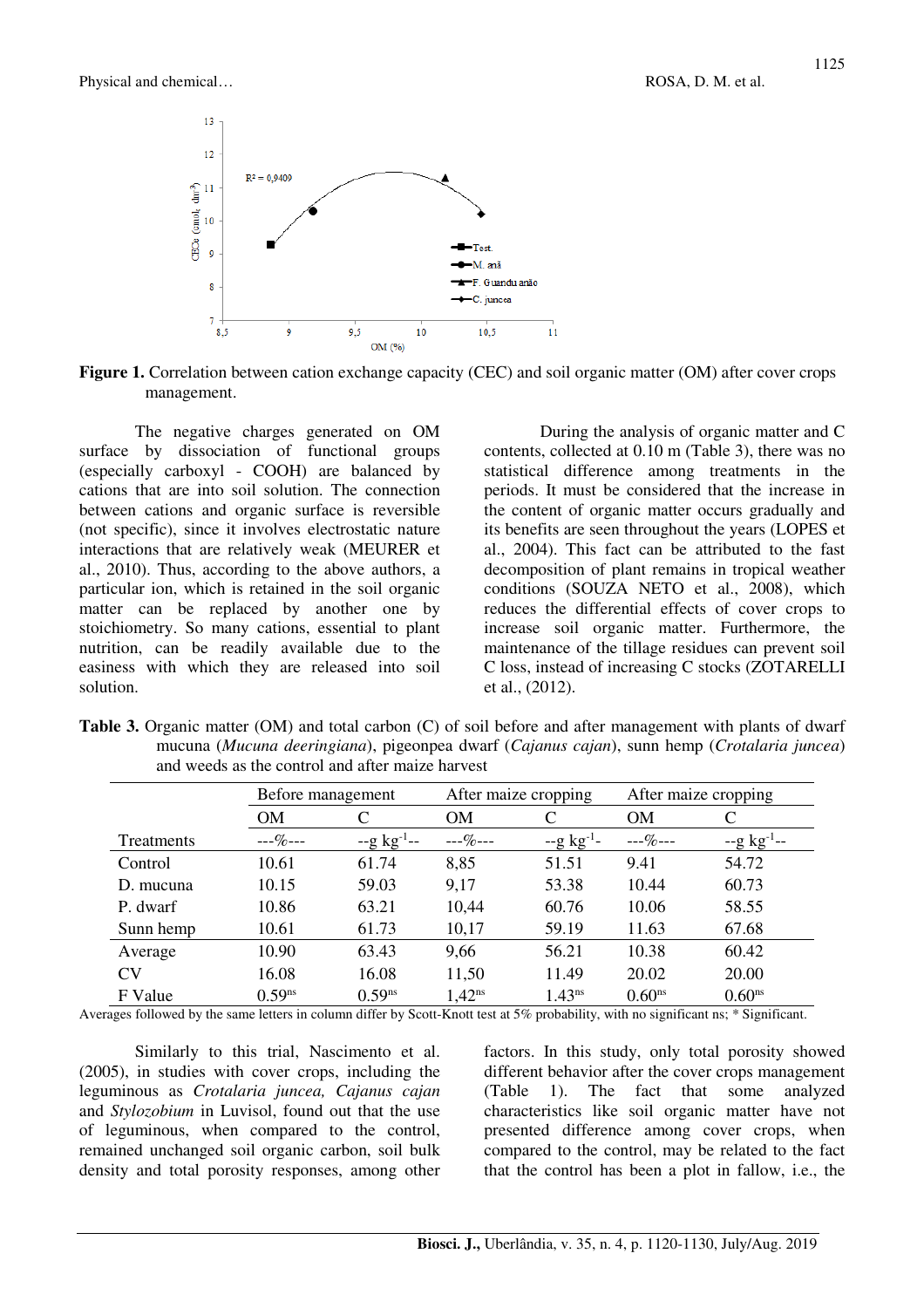**Figure 1.** Correlation between cation exchange capacity (CEC) and soil organic matter (OM) after cover crops management.

The negative charges generated on OM surface by dissociation of functional groups (especially carboxyl - COOH) are balanced by cations that are into soil solution. The connection between cations and organic surface is reversible (not specific), since it involves electrostatic nature interactions that are relatively weak (MEURER et al., 2010). Thus, according to the above authors, a particular ion, which is retained in the soil organic matter can be replaced by another one by stoichiometry. So many cations, essential to plant nutrition, can be readily available due to the easiness with which they are released into soil solution.

During the analysis of organic matter and C contents, collected at 0.10 m (Table 3), there was no statistical difference among treatments in the periods. It must be considered that the increase in the content of organic matter occurs gradually and its benefits are seen throughout the years (LOPES et al., 2004). This fact can be attributed to the fast decomposition of plant remains in tropical weather conditions (SOUZA NETO et al., 2008), which reduces the differential effects of cover crops to increase soil organic matter. Furthermore, the maintenance of the tillage residues can prevent soil C loss, instead of increasing C stocks (ZOTARELLI et al., (2012).

**Table 3.** Organic matter (OM) and total carbon (C) of soil before and after management with plants of dwarf mucuna (*Mucuna deeringiana*), pigeonpea dwarf (*Cajanus cajan*), sunn hemp (*Crotalaria juncea*) and weeds as the control and after maize harvest

| | Before management | | After maize cropping | | After maize cropping | |
|---|---|---|---|---|---|---|
| | OM | C | OM | C | OM | C |
| Treatments | ---%--- | --g kg$^{-1}$-- | ---%--- | --g kg$^{-1}$- | ---%--- | --g kg$^{-1}$-- |
| Control | 10.61 | 61.74 | 8,85 | 51.51 | 9.41 | 54.72 |
| D. mucuna | 10.15 | 59.03 | 9,17 | 53.38 | 10.44 | 60.73 |
| P. dwarf | 10.86 | 63.21 | 10,44 | 60.76 | 10.06 | 58.55 |
| Sunn hemp | 10.61 | 61.73 | 10,17 | 59.19 | 11.63 | 67.68 |
| Average | 10.90 | 63.43 | 9,66 | 56.21 | 10.38 | 60.42 |
| CV | 16.08 | 16.08 | 11,50 | 11.49 | 20.02 | 20.00 |
| F Value | 0.59$^{ns}$ | 0.59$^{ns}$ | 1,42$^{ns}$ | 1.43$^{ns}$ | 0.60$^{ns}$ | 0.60$^{ns}$ |

Averages followed by the same letters in column differ by Scott-Knott test at 5% probability, with no significant ns; * Significant.

Similarly to this trial, Nascimento et al. (2005), in studies with cover crops, including the leguminous as *Crotalaria juncea, Cajanus cajan* and *Stylozobium* in Luvisol, found out that the use of leguminous, when compared to the control, remained unchanged soil organic carbon, soil bulk density and total porosity responses, among other factors. In this study, only total porosity showed different behavior after the cover crops management (Table 1). The fact that some analyzed characteristics like soil organic matter have not presented difference among cover crops, when compared to the control, may be related to the fact that the control has been a plot in fallow, i.e., the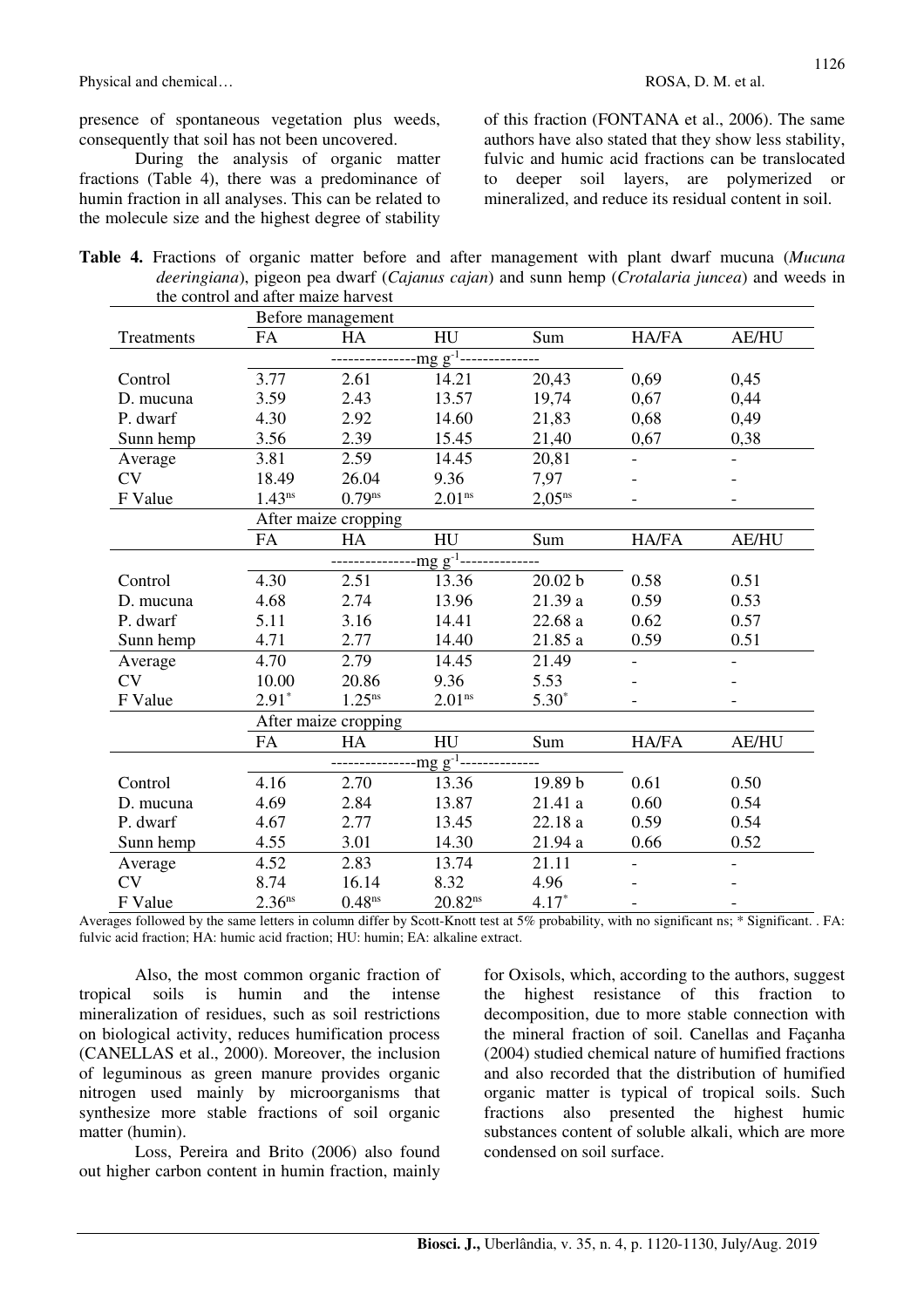presence of spontaneous vegetation plus weeds, consequently that soil has not been uncovered.

During the analysis of organic matter fractions (Table 4), there was a predominance of humin fraction in all analyses. This can be related to the molecule size and the highest degree of stability of this fraction (FONTANA et al., 2006). The same authors have also stated that they show less stability, fulvic and humic acid fractions can be translocated to deeper soil layers, are polymerized or mineralized, and reduce its residual content in soil.

**Table 4.** Fractions of organic matter before and after management with plant dwarf mucuna (*Mucuna deeringiana*), pigeon pea dwarf (*Cajanus cajan*) and sunn hemp (*Crotalaria juncea*) and weeds in the control and after maize harvest

| | Before management | | | | | |
|---|---|---|---|---|---|---|
| Treatments | FA | HA | HU | Sum | HA/FA | AE/HU |
| | ---------------mg $g^{-1}$-------------- | | | | | |
| Control | 3.77 | 2.61 | 14.21 | 20,43 | 0,69 | 0,45 |
| D. mucuna | 3.59 | 2.43 | 13.57 | 19,74 | 0,67 | 0,44 |
| P. dwarf | 4.30 | 2.92 | 14.60 | 21,83 | 0,68 | 0,49 |
| Sunn hemp | 3.56 | 2.39 | 15.45 | 21,40 | 0,67 | 0,38 |
| Average | 3.81 | 2.59 | 14.45 | 20,81 | - | - |
| CV | 18.49 | 26.04 | 9.36 | 7,97 | - | - |
| F Value | $1.43^{ns}$ | $0.79^{ns}$ | $2.01^{ns}$ | $2{,}05^{ns}$ | - | - |
| | After maize cropping | | | | | |
| | FA | HA | HU | Sum | HA/FA | AE/HU |
| | ---------------mg $g^{-1}$-------------- | | | | | |
| Control | 4.30 | 2.51 | 13.36 | 20.02 b | 0.58 | 0.51 |
| D. mucuna | 4.68 | 2.74 | 13.96 | 21.39 a | 0.59 | 0.53 |
| P. dwarf | 5.11 | 3.16 | 14.41 | 22.68 a | 0.62 | 0.57 |
| Sunn hemp | 4.71 | 2.77 | 14.40 | 21.85 a | 0.59 | 0.51 |
| Average | 4.70 | 2.79 | 14.45 | 21.49 | - | - |
| CV | 10.00 | 20.86 | 9.36 | 5.53 | - | - |
| F Value | $2.91^{*}$ | $1.25^{ns}$ | $2.01^{ns}$ | $5.30^{*}$ | - | - |
| | After maize cropping | | | | | |
| | FA | HA | HU | Sum | HA/FA | AE/HU |
| | ---------------mg $g^{-1}$-------------- | | | | | |
| Control | 4.16 | 2.70 | 13.36 | 19.89 b | 0.61 | 0.50 |
| D. mucuna | 4.69 | 2.84 | 13.87 | 21.41 a | 0.60 | 0.54 |
| P. dwarf | 4.67 | 2.77 | 13.45 | 22.18 a | 0.59 | 0.54 |
| Sunn hemp | 4.55 | 3.01 | 14.30 | 21.94 a | 0.66 | 0.52 |
| Average | 4.52 | 2.83 | 13.74 | 21.11 | - | - |
| CV | 8.74 | 16.14 | 8.32 | 4.96 | - | - |
| F Value | $2.36^{ns}$ | $0.48^{ns}$ | $20.82^{ns}$ | $4.17^{*}$ | - | - |

Averages followed by the same letters in column differ by Scott-Knott test at 5% probability, with no significant ns; * Significant. . FA: fulvic acid fraction; HA: humic acid fraction; HU: humin; EA: alkaline extract.

Also, the most common organic fraction of tropical soils is humin and the intense mineralization of residues, such as soil restrictions on biological activity, reduces humification process (CANELLAS et al., 2000). Moreover, the inclusion of leguminous as green manure provides organic nitrogen used mainly by microorganisms that synthesize more stable fractions of soil organic matter (humin).

Loss, Pereira and Brito (2006) also found out higher carbon content in humin fraction, mainly for Oxisols, which, according to the authors, suggest the highest resistance of this fraction to decomposition, due to more stable connection with the mineral fraction of soil. Canellas and Façanha (2004) studied chemical nature of humified fractions and also recorded that the distribution of humified organic matter is typical of tropical soils. Such fractions also presented the highest humic substances content of soluble alkali, which are more condensed on soil surface.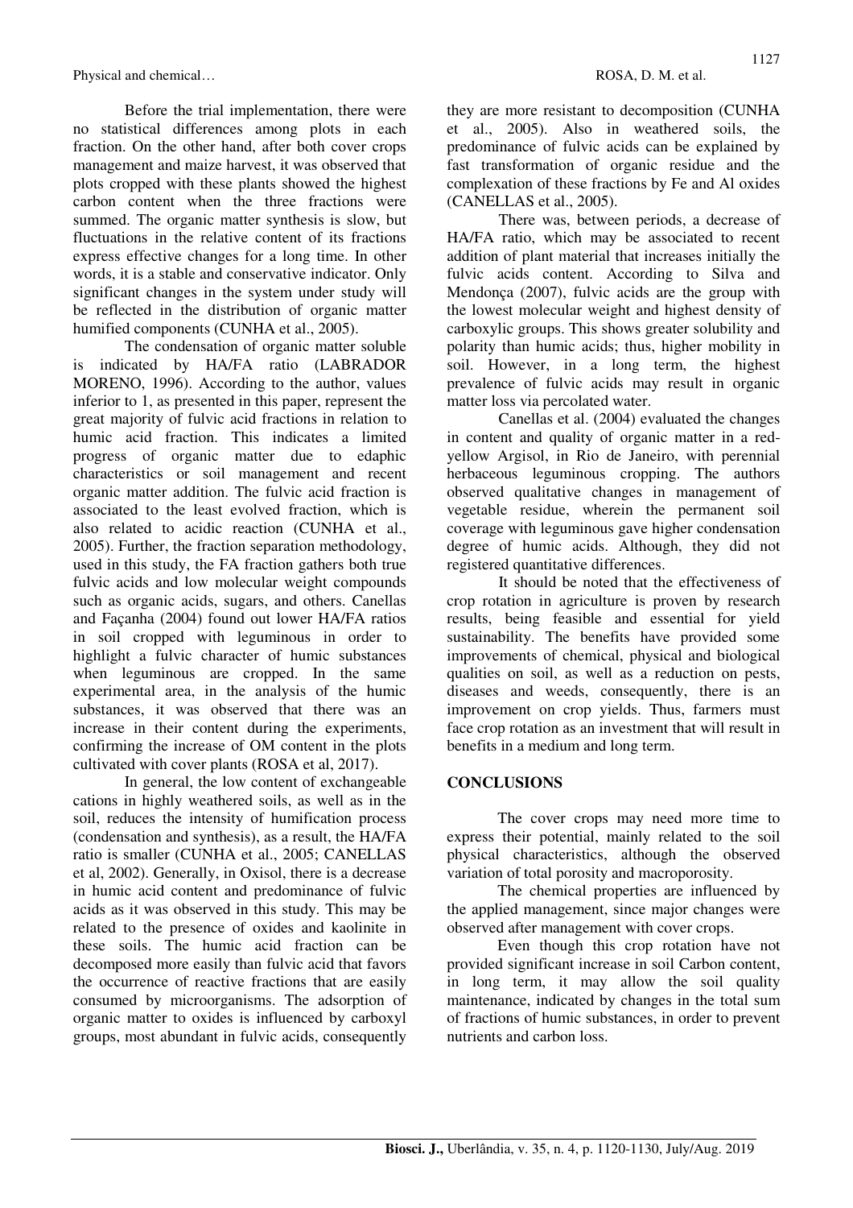Before the trial implementation, there were no statistical differences among plots in each fraction. On the other hand, after both cover crops management and maize harvest, it was observed that plots cropped with these plants showed the highest carbon content when the three fractions were summed. The organic matter synthesis is slow, but fluctuations in the relative content of its fractions express effective changes for a long time. In other words, it is a stable and conservative indicator. Only significant changes in the system under study will be reflected in the distribution of organic matter humified components (CUNHA et al., 2005).

The condensation of organic matter soluble is indicated by HA/FA ratio (LABRADOR MORENO, 1996). According to the author, values inferior to 1, as presented in this paper, represent the great majority of fulvic acid fractions in relation to humic acid fraction. This indicates a limited progress of organic matter due to edaphic characteristics or soil management and recent organic matter addition. The fulvic acid fraction is associated to the least evolved fraction, which is also related to acidic reaction (CUNHA et al., 2005). Further, the fraction separation methodology, used in this study, the FA fraction gathers both true fulvic acids and low molecular weight compounds such as organic acids, sugars, and others. Canellas and Façanha (2004) found out lower HA/FA ratios in soil cropped with leguminous in order to highlight a fulvic character of humic substances when leguminous are cropped. In the same experimental area, in the analysis of the humic substances, it was observed that there was an increase in their content during the experiments, confirming the increase of OM content in the plots cultivated with cover plants (ROSA et al, 2017).

In general, the low content of exchangeable cations in highly weathered soils, as well as in the soil, reduces the intensity of humification process (condensation and synthesis), as a result, the HA/FA ratio is smaller (CUNHA et al., 2005; CANELLAS et al, 2002). Generally, in Oxisol, there is a decrease in humic acid content and predominance of fulvic acids as it was observed in this study. This may be related to the presence of oxides and kaolinite in these soils. The humic acid fraction can be decomposed more easily than fulvic acid that favors the occurrence of reactive fractions that are easily consumed by microorganisms. The adsorption of organic matter to oxides is influenced by carboxyl groups, most abundant in fulvic acids, consequently they are more resistant to decomposition (CUNHA et al., 2005). Also in weathered soils, the predominance of fulvic acids can be explained by fast transformation of organic residue and the complexation of these fractions by Fe and Al oxides (CANELLAS et al., 2005).

There was, between periods, a decrease of HA/FA ratio, which may be associated to recent addition of plant material that increases initially the fulvic acids content. According to Silva and Mendonça (2007), fulvic acids are the group with the lowest molecular weight and highest density of carboxylic groups. This shows greater solubility and polarity than humic acids; thus, higher mobility in soil. However, in a long term, the highest prevalence of fulvic acids may result in organic matter loss via percolated water.

Canellas et al. (2004) evaluated the changes in content and quality of organic matter in a red-yellow Argisol, in Rio de Janeiro, with perennial herbaceous leguminous cropping. The authors observed qualitative changes in management of vegetable residue, wherein the permanent soil coverage with leguminous gave higher condensation degree of humic acids. Although, they did not registered quantitative differences.

It should be noted that the effectiveness of crop rotation in agriculture is proven by research results, being feasible and essential for yield sustainability. The benefits have provided some improvements of chemical, physical and biological qualities on soil, as well as a reduction on pests, diseases and weeds, consequently, there is an improvement on crop yields. Thus, farmers must face crop rotation as an investment that will result in benefits in a medium and long term.

## CONCLUSIONS

The cover crops may need more time to express their potential, mainly related to the soil physical characteristics, although the observed variation of total porosity and macroporosity.

The chemical properties are influenced by the applied management, since major changes were observed after management with cover crops.

Even though this crop rotation have not provided significant increase in soil Carbon content, in long term, it may allow the soil quality maintenance, indicated by changes in the total sum of fractions of humic substances, in order to prevent nutrients and carbon loss.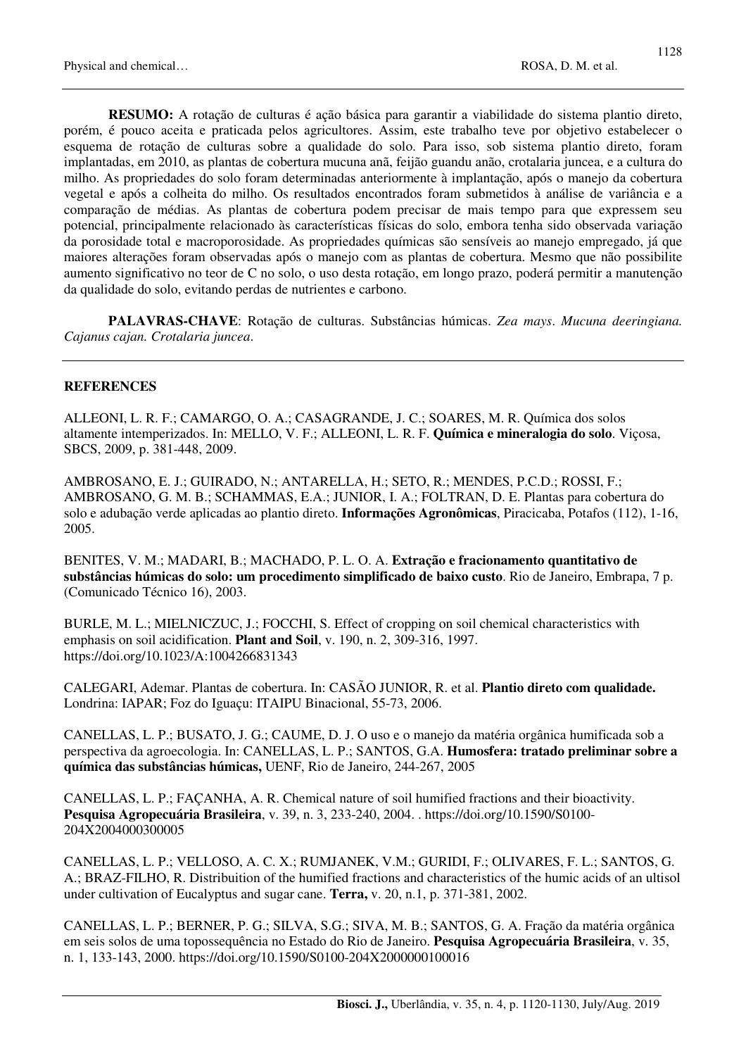**RESUMO:** A rotação de culturas é ação básica para garantir a viabilidade do sistema plantio direto, porém, é pouco aceita e praticada pelos agricultores. Assim, este trabalho teve por objetivo estabelecer o esquema de rotação de culturas sobre a qualidade do solo. Para isso, sob sistema plantio direto, foram implantadas, em 2010, as plantas de cobertura mucuna anã, feijão guandu anão, crotalaria juncea, e a cultura do milho. As propriedades do solo foram determinadas anteriormente à implantação, após o manejo da cobertura vegetal e após a colheita do milho. Os resultados encontrados foram submetidos à análise de variância e a comparação de médias. As plantas de cobertura podem precisar de mais tempo para que expressem seu potencial, principalmente relacionado às características físicas do solo, embora tenha sido observada variação da porosidade total e macroporosidade. As propriedades químicas são sensíveis ao manejo empregado, já que maiores alterações foram observadas após o manejo com as plantas de cobertura. Mesmo que não possibilite aumento significativo no teor de C no solo, o uso desta rotação, em longo prazo, poderá permitir a manutenção da qualidade do solo, evitando perdas de nutrientes e carbono.

**PALAVRAS-CHAVE**: Rotação de culturas. Substâncias húmicas. *Zea mays*. *Mucuna deeringiana. Cajanus cajan. Crotalaria juncea*.

## REFERENCES

ALLEONI, L. R. F.; CAMARGO, O. A.; CASAGRANDE, J. C.; SOARES, M. R. Química dos solos altamente intemperizados. In: MELLO, V. F.; ALLEONI, L. R. F. **Química e mineralogia do solo**. Viçosa, SBCS, 2009, p. 381-448, 2009.

AMBROSANO, E. J.; GUIRADO, N.; ANTARELLA, H.; SETO, R.; MENDES, P.C.D.; ROSSI, F.; AMBROSANO, G. M. B.; SCHAMMAS, E.A.; JUNIOR, I. A.; FOLTRAN, D. E. Plantas para cobertura do solo e adubação verde aplicadas ao plantio direto. **Informações Agronômicas**, Piracicaba, Potafos (112), 1-16, 2005.

BENITES, V. M.; MADARI, B.; MACHADO, P. L. O. A. **Extração e fracionamento quantitativo de substâncias húmicas do solo: um procedimento simplificado de baixo custo**. Rio de Janeiro, Embrapa, 7 p. (Comunicado Técnico 16), 2003.

BURLE, M. L.; MIELNICZUC, J.; FOCCHI, S. Effect of cropping on soil chemical characteristics with emphasis on soil acidification. **Plant and Soil**, v. 190, n. 2, 309-316, 1997. https://doi.org/10.1023/A:1004266831343

CALEGARI, Ademar. Plantas de cobertura. In: CASÃO JUNIOR, R. et al. **Plantio direto com qualidade.** Londrina: IAPAR; Foz do Iguaçu: ITAIPU Binacional, 55-73, 2006.

CANELLAS, L. P.; BUSATO, J. G.; CAUME, D. J. O uso e o manejo da matéria orgânica humificada sob a perspectiva da agroecologia. In: CANELLAS, L. P.; SANTOS, G.A. **Humosfera: tratado preliminar sobre a química das substâncias húmicas,** UENF, Rio de Janeiro, 244-267, 2005

CANELLAS, L. P.; FAÇANHA, A. R. Chemical nature of soil humified fractions and their bioactivity. **Pesquisa Agropecuária Brasileira**, v. 39, n. 3, 233-240, 2004. . https://doi.org/10.1590/S0100-204X2004000300005

CANELLAS, L. P.; VELLOSO, A. C. X.; RUMJANEK, V.M.; GURIDI, F.; OLIVARES, F. L.; SANTOS, G. A.; BRAZ-FILHO, R. Distribuition of the humified fractions and characteristics of the humic acids of an ultisol under cultivation of Eucalyptus and sugar cane. **Terra,** v. 20, n.1, p. 371-381, 2002.

CANELLAS, L. P.; BERNER, P. G.; SILVA, S.G.; SIVA, M. B.; SANTOS, G. A. Fração da matéria orgânica em seis solos de uma topossequência no Estado do Rio de Janeiro. **Pesquisa Agropecuária Brasileira**, v. 35, n. 1, 133-143, 2000. https://doi.org/10.1590/S0100-204X2000000100016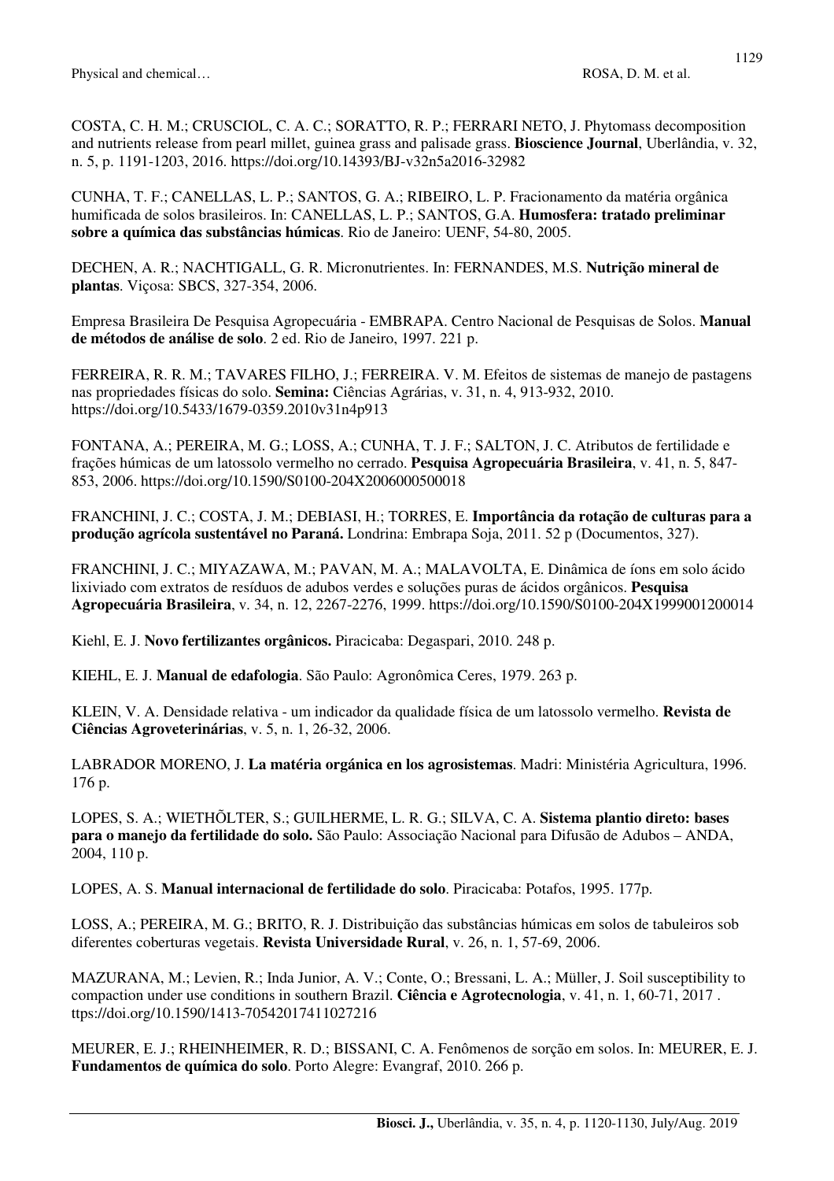COSTA, C. H. M.; CRUSCIOL, C. A. C.; SORATTO, R. P.; FERRARI NETO, J. Phytomass decomposition and nutrients release from pearl millet, guinea grass and palisade grass. **Bioscience Journal**, Uberlândia, v. 32, n. 5, p. 1191-1203, 2016. https://doi.org/10.14393/BJ-v32n5a2016-32982

CUNHA, T. F.; CANELLAS, L. P.; SANTOS, G. A.; RIBEIRO, L. P. Fracionamento da matéria orgânica humificada de solos brasileiros. In: CANELLAS, L. P.; SANTOS, G.A. **Humosfera: tratado preliminar sobre a química das substâncias húmicas**. Rio de Janeiro: UENF, 54-80, 2005.

DECHEN, A. R.; NACHTIGALL, G. R. Micronutrientes. In: FERNANDES, M.S. **Nutrição mineral de plantas**. Viçosa: SBCS, 327-354, 2006.

Empresa Brasileira De Pesquisa Agropecuária - EMBRAPA. Centro Nacional de Pesquisas de Solos. **Manual de métodos de análise de solo**. 2 ed. Rio de Janeiro, 1997. 221 p.

FERREIRA, R. R. M.; TAVARES FILHO, J.; FERREIRA. V. M. Efeitos de sistemas de manejo de pastagens nas propriedades físicas do solo. **Semina:** Ciências Agrárias, v. 31, n. 4, 913-932, 2010. https://doi.org/10.5433/1679-0359.2010v31n4p913

FONTANA, A.; PEREIRA, M. G.; LOSS, A.; CUNHA, T. J. F.; SALTON, J. C. Atributos de fertilidade e frações húmicas de um latossolo vermelho no cerrado. **Pesquisa Agropecuária Brasileira**, v. 41, n. 5, 847-853, 2006. https://doi.org/10.1590/S0100-204X2006000500018

FRANCHINI, J. C.; COSTA, J. M.; DEBIASI, H.; TORRES, E. **Importância da rotação de culturas para a produção agrícola sustentável no Paraná.** Londrina: Embrapa Soja, 2011. 52 p (Documentos, 327).

FRANCHINI, J. C.; MIYAZAWA, M.; PAVAN, M. A.; MALAVOLTA, E. Dinâmica de íons em solo ácido lixiviado com extratos de resíduos de adubos verdes e soluções puras de ácidos orgânicos. **Pesquisa Agropecuária Brasileira**, v. 34, n. 12, 2267-2276, 1999. https://doi.org/10.1590/S0100-204X1999001200014

Kiehl, E. J. **Novo fertilizantes orgânicos.** Piracicaba: Degaspari, 2010. 248 p.

KIEHL, E. J. **Manual de edafologia**. São Paulo: Agronômica Ceres, 1979. 263 p.

KLEIN, V. A. Densidade relativa - um indicador da qualidade física de um latossolo vermelho. **Revista de Ciências Agroveterinárias**, v. 5, n. 1, 26-32, 2006.

LABRADOR MORENO, J. **La matéria orgánica en los agrosistemas**. Madri: Ministéria Agricultura, 1996. 176 p.

LOPES, S. A.; WIETHÕLTER, S.; GUILHERME, L. R. G.; SILVA, C. A. **Sistema plantio direto: bases para o manejo da fertilidade do solo.** São Paulo: Associação Nacional para Difusão de Adubos – ANDA, 2004, 110 p.

LOPES, A. S. **Manual internacional de fertilidade do solo**. Piracicaba: Potafos, 1995. 177p.

LOSS, A.; PEREIRA, M. G.; BRITO, R. J. Distribuição das substâncias húmicas em solos de tabuleiros sob diferentes coberturas vegetais. **Revista Universidade Rural**, v. 26, n. 1, 57-69, 2006.

MAZURANA, M.; Levien, R.; Inda Junior, A. V.; Conte, O.; Bressani, L. A.; Müller, J. Soil susceptibility to compaction under use conditions in southern Brazil. **Ciência e Agrotecnologia**, v. 41, n. 1, 60-71, 2017 . ttps://doi.org/10.1590/1413-70542017411027216

MEURER, E. J.; RHEINHEIMER, R. D.; BISSANI, C. A. Fenômenos de sorção em solos. In: MEURER, E. J. **Fundamentos de química do solo**. Porto Alegre: Evangraf, 2010. 266 p.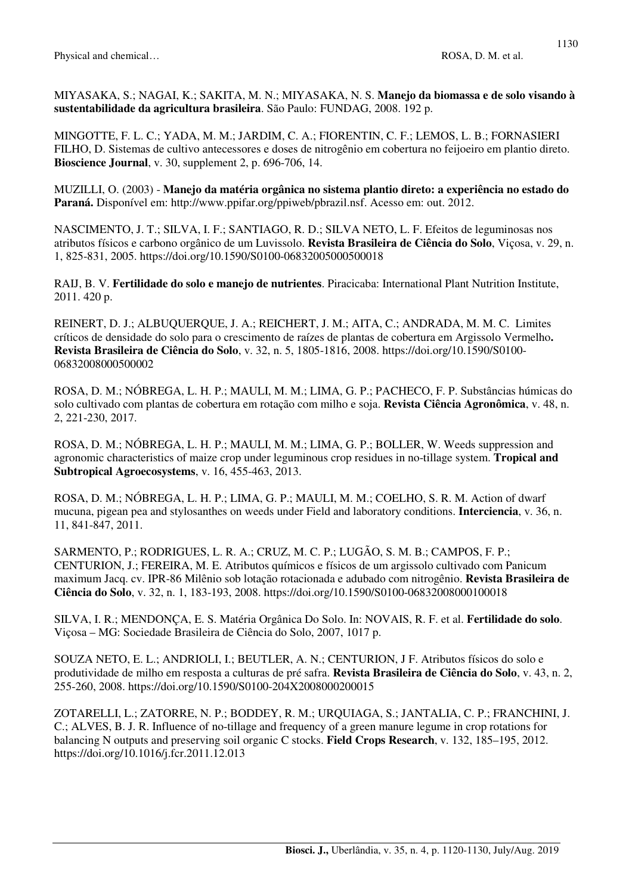MIYASAKA, S.; NAGAI, K.; SAKITA, M. N.; MIYASAKA, N. S. **Manejo da biomassa e de solo visando à sustentabilidade da agricultura brasileira**. São Paulo: FUNDAG, 2008. 192 p.

MINGOTTE, F. L. C.; YADA, M. M.; JARDIM, C. A.; FIORENTIN, C. F.; LEMOS, L. B.; FORNASIERI FILHO, D. Sistemas de cultivo antecessores e doses de nitrogênio em cobertura no feijoeiro em plantio direto. **Bioscience Journal**, v. 30, supplement 2, p. 696-706, 14.

MUZILLI, O. (2003) - **Manejo da matéria orgânica no sistema plantio direto: a experiência no estado do Paraná.** Disponível em: http://www.ppifar.org/ppiweb/pbrazil.nsf. Acesso em: out. 2012.

NASCIMENTO, J. T.; SILVA, I. F.; SANTIAGO, R. D.; SILVA NETO, L. F. Efeitos de leguminosas nos atributos físicos e carbono orgânico de um Luvissolo. **Revista Brasileira de Ciência do Solo**, Viçosa, v. 29, n. 1, 825-831, 2005. https://doi.org/10.1590/S0100-06832005000500018

RAIJ, B. V. **Fertilidade do solo e manejo de nutrientes**. Piracicaba: International Plant Nutrition Institute, 2011. 420 p.

REINERT, D. J.; ALBUQUERQUE, J. A.; REICHERT, J. M.; AITA, C.; ANDRADA, M. M. C. Limites críticos de densidade do solo para o crescimento de raízes de plantas de cobertura em Argissolo Vermelho**. Revista Brasileira de Ciência do Solo**, v. 32, n. 5, 1805-1816, 2008. https://doi.org/10.1590/S0100-06832008000500002

ROSA, D. M.; NÓBREGA, L. H. P.; MAULI, M. M.; LIMA, G. P.; PACHECO, F. P. Substâncias húmicas do solo cultivado com plantas de cobertura em rotação com milho e soja. **Revista Ciência Agronômica**, v. 48, n. 2, 221-230, 2017.

ROSA, D. M.; NÓBREGA, L. H. P.; MAULI, M. M.; LIMA, G. P.; BOLLER, W. Weeds suppression and agronomic characteristics of maize crop under leguminous crop residues in no-tillage system. **Tropical and Subtropical Agroecosystems**, v. 16, 455-463, 2013.

ROSA, D. M.; NÓBREGA, L. H. P.; LIMA, G. P.; MAULI, M. M.; COELHO, S. R. M. Action of dwarf mucuna, pigean pea and stylosanthes on weeds under Field and laboratory conditions. **Interciencia**, v. 36, n. 11, 841-847, 2011.

SARMENTO, P.; RODRIGUES, L. R. A.; CRUZ, M. C. P.; LUGÃO, S. M. B.; CAMPOS, F. P.; CENTURION, J.; FEREIRA, M. E. Atributos químicos e físicos de um argissolo cultivado com Panicum maximum Jacq. cv. IPR-86 Milênio sob lotação rotacionada e adubado com nitrogênio. **Revista Brasileira de Ciência do Solo**, v. 32, n. 1, 183-193, 2008. https://doi.org/10.1590/S0100-06832008000100018

SILVA, I. R.; MENDONÇA, E. S. Matéria Orgânica Do Solo. In: NOVAIS, R. F. et al. **Fertilidade do solo**. Viçosa – MG: Sociedade Brasileira de Ciência do Solo, 2007, 1017 p.

SOUZA NETO, E. L.; ANDRIOLI, I.; BEUTLER, A. N.; CENTURION, J F. Atributos físicos do solo e produtividade de milho em resposta a culturas de pré safra. **Revista Brasileira de Ciência do Solo**, v. 43, n. 2, 255-260, 2008. https://doi.org/10.1590/S0100-204X2008000200015

ZOTARELLI, L.; ZATORRE, N. P.; BODDEY, R. M.; URQUIAGA, S.; JANTALIA, C. P.; FRANCHINI, J. C.; ALVES, B. J. R. Influence of no-tillage and frequency of a green manure legume in crop rotations for balancing N outputs and preserving soil organic C stocks. **Field Crops Research**, v. 132, 185–195, 2012. https://doi.org/10.1016/j.fcr.2011.12.013